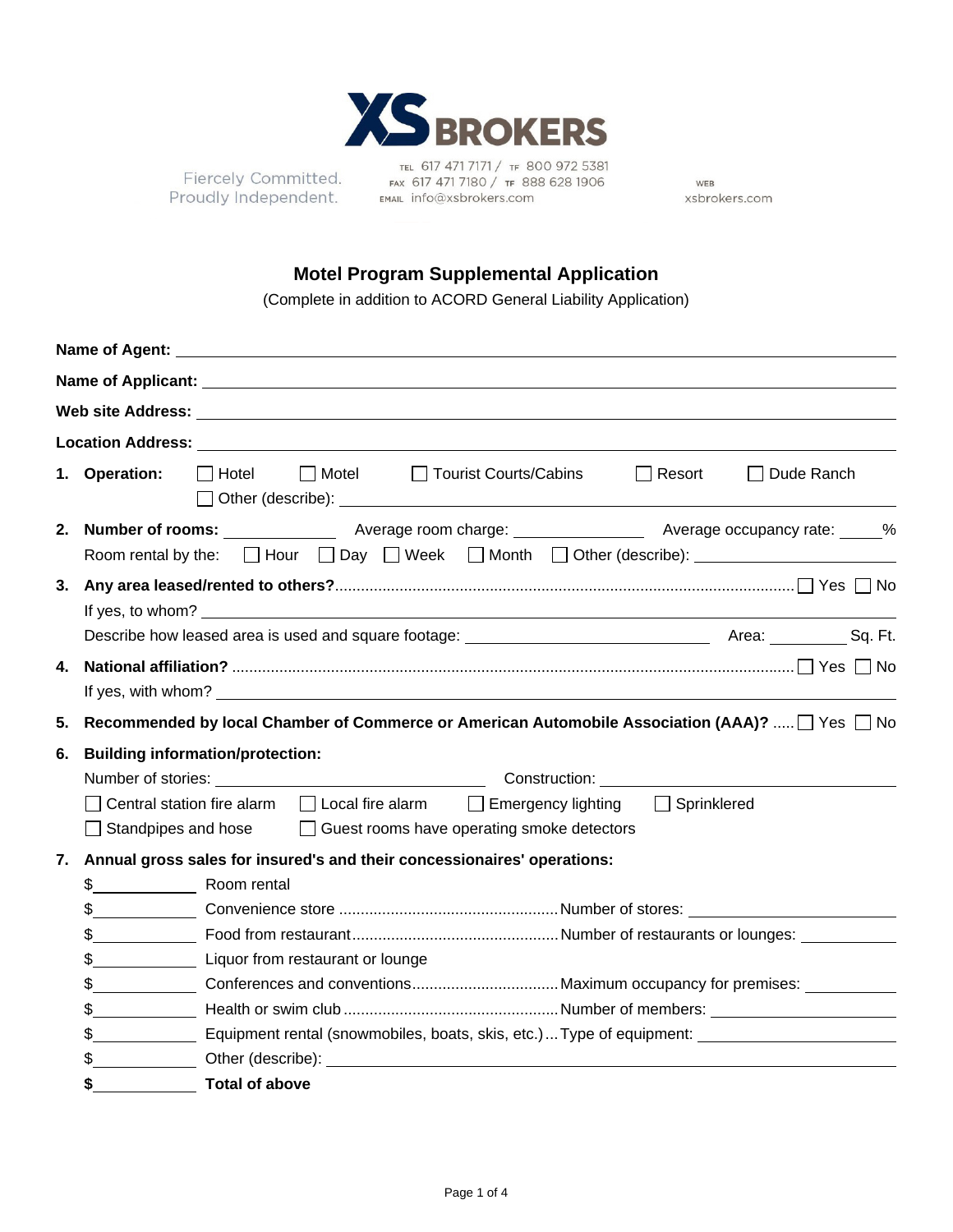**XS BROKERS**

Fiercely Committed.
Proudly Independent.

TEL 617 471 7171 / TF 800 972 5381
FAX 617 471 7180 / TF 888 628 1906
EMAIL info@xsbrokers.com

WEB
xsbrokers.com

## Motel Program Supplemental Application

(Complete in addition to ACORD General Liability Application)

**Name of Agent:** ______________________________

**Name of Applicant:** ______________________________

**Web site Address:** ______________________________

**Location Address:** ______________________________

1. **Operation:** ☐ Hotel ☐ Motel ☐ Tourist Courts/Cabins ☐ Resort ☐ Dude Ranch
   ☐ Other (describe): ______________________________

2. **Number of rooms:** __________ Average room charge: __________ Average occupancy rate: _____%
   Room rental by the: ☐ Hour ☐ Day ☐ Week ☐ Month ☐ Other (describe): __________

3. **Any area leased/rented to others?** ........ ☐ Yes ☐ No
   If yes, to whom? ______________________________
   Describe how leased area is used and square footage: __________ Area: _______ Sq. Ft.

4. **National affiliation?** ........ ☐ Yes ☐ No
   If yes, with whom? ______________________________

5. **Recommended by local Chamber of Commerce or American Automobile Association (AAA)?** ..... ☐ Yes ☐ No

6. **Building information/protection:**
   Number of stories: __________ Construction: __________
   ☐ Central station fire alarm ☐ Local fire alarm ☐ Emergency lighting ☐ Sprinklered
   ☐ Standpipes and hose ☐ Guest rooms have operating smoke detectors

7. **Annual gross sales for insured's and their concessionaires' operations:**
   - $__________ Room rental
   - $__________ Convenience store ........ Number of stores: __________
   - $__________ Food from restaurant ........ Number of restaurants or lounges: __________
   - $__________ Liquor from restaurant or lounge
   - $__________ Conferences and conventions ........ Maximum occupancy for premises: __________
   - $__________ Health or swim club ........ Number of members: __________
   - $__________ Equipment rental (snowmobiles, boats, skis, etc.) ... Type of equipment: __________
   - $__________ Other (describe): __________
   - **$__________ Total of above**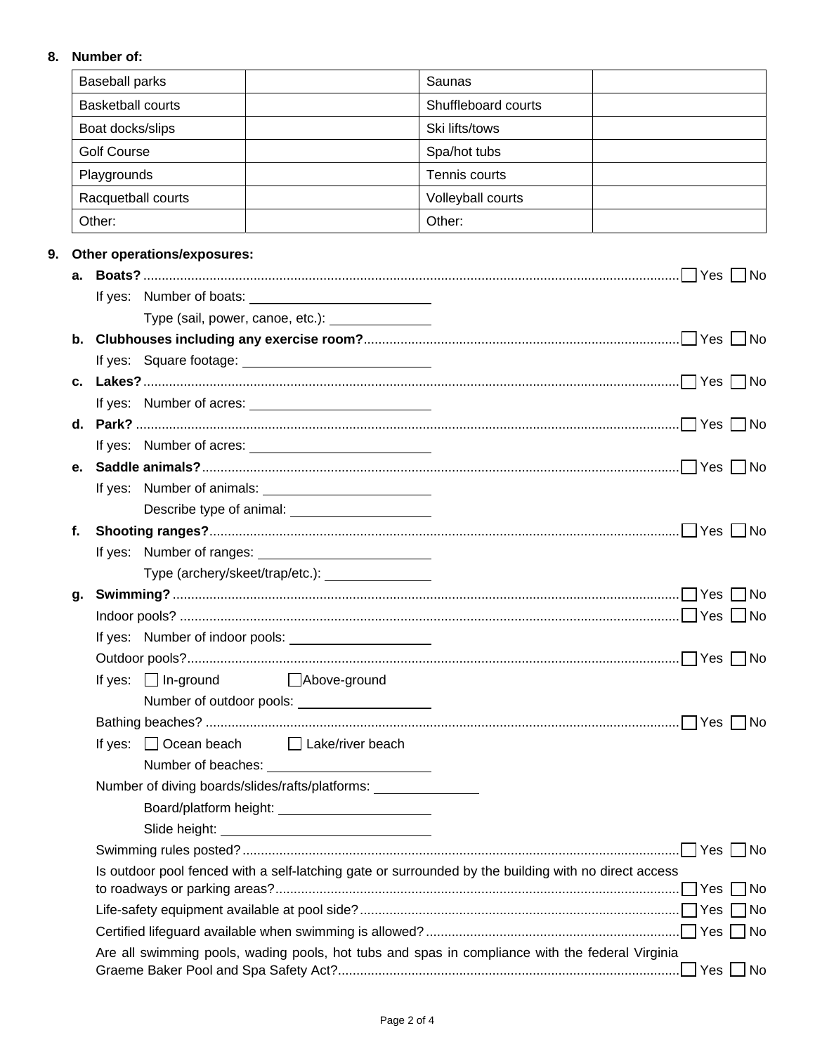**8. Number of:**

| Baseball parks | | Saunas | |
|---|---|---|---|
| Basketball courts | | Shuffleboard courts | |
| Boat docks/slips | | Ski lifts/tows | |
| Golf Course | | Spa/hot tubs | |
| Playgrounds | | Tennis courts | |
| Racquetball courts | | Volleyball courts | |
| Other: | | Other: | |

**9. Other operations/exposures:**

**a. Boats?** ☐ Yes ☐ No

If yes: Number of boats: ______

Type (sail, power, canoe, etc.): ______

**b. Clubhouses including any exercise room?** ☐ Yes ☐ No

If yes: Square footage: ______

**c. Lakes?** ☐ Yes ☐ No

If yes: Number of acres: ______

**d. Park?** ☐ Yes ☐ No

If yes: Number of acres: ______

**e. Saddle animals?** ☐ Yes ☐ No

If yes: Number of animals: ______

Describe type of animal: ______

**f. Shooting ranges?** ☐ Yes ☐ No

If yes: Number of ranges: ______

Type (archery/skeet/trap/etc.): ______

**g. Swimming?** ☐ Yes ☐ No

Indoor pools? ☐ Yes ☐ No

If yes: Number of indoor pools: ______

Outdoor pools? ☐ Yes ☐ No

If yes: ☐ In-ground ☐ Above-ground

Number of outdoor pools: ______

Bathing beaches? ☐ Yes ☐ No

If yes: ☐ Ocean beach ☐ Lake/river beach

Number of beaches: ______

Number of diving boards/slides/rafts/platforms: ______

Board/platform height: ______

Slide height: ______

Swimming rules posted? ☐ Yes ☐ No

Is outdoor pool fenced with a self-latching gate or surrounded by the building with no direct access to roadways or parking areas? ☐ Yes ☐ No

Life-safety equipment available at pool side? ☐ Yes ☐ No

Certified lifeguard available when swimming is allowed? ☐ Yes ☐ No

Are all swimming pools, wading pools, hot tubs and spas in compliance with the federal Virginia Graeme Baker Pool and Spa Safety Act? ☐ Yes ☐ No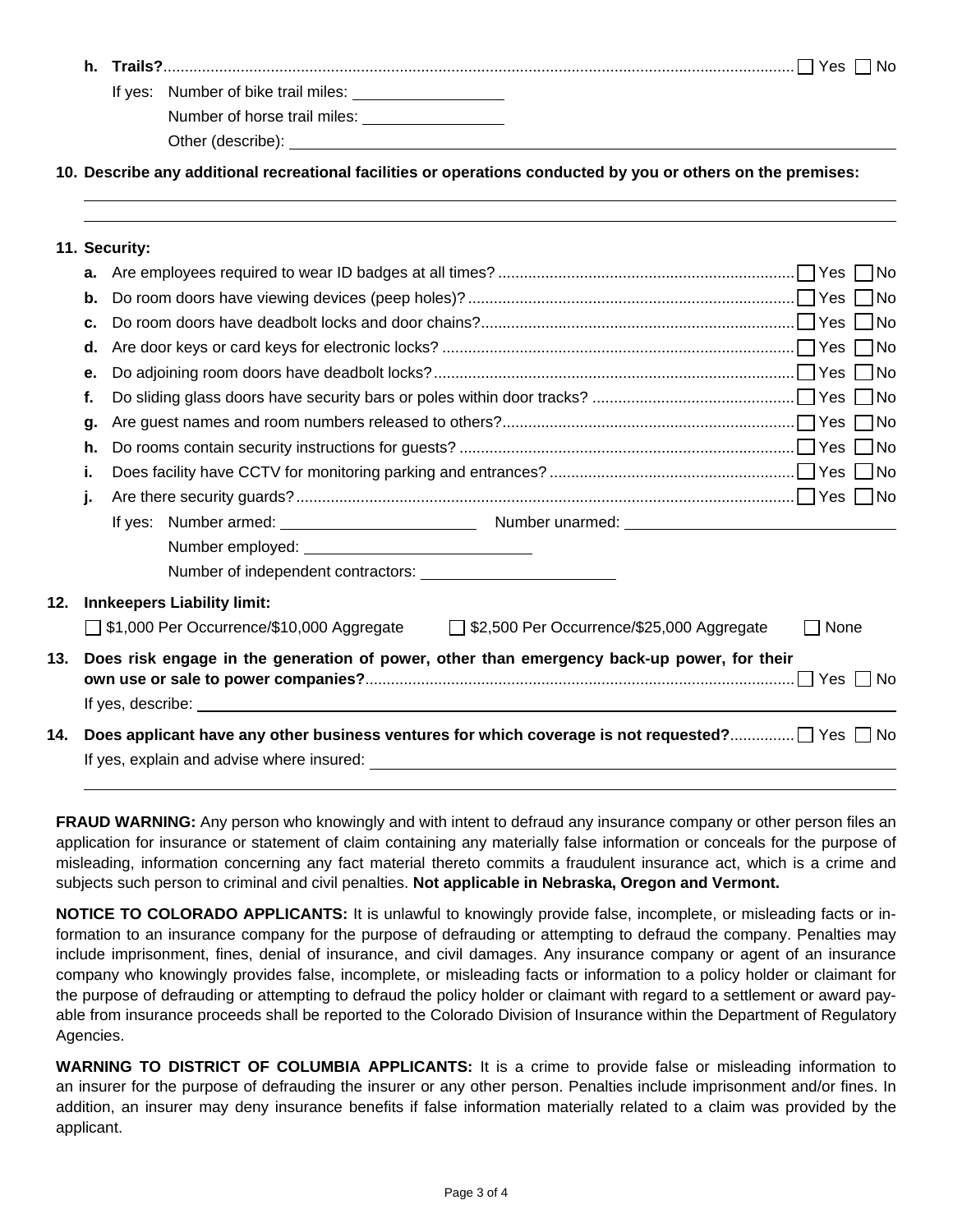h. **Trails?** ☐ Yes ☐ No

If yes: Number of bike trail miles: ________________

Number of horse trail miles: ________________

Other (describe): ________________

**10. Describe any additional recreational facilities or operations conducted by you or others on the premises:**

________________

________________

**11. Security:**

a. Are employees required to wear ID badges at all times? ☐ Yes ☐ No

b. Do room doors have viewing devices (peep holes)? ☐ Yes ☐ No

c. Do room doors have deadbolt locks and door chains? ☐ Yes ☐ No

d. Are door keys or card keys for electronic locks? ☐ Yes ☐ No

e. Do adjoining room doors have deadbolt locks? ☐ Yes ☐ No

f. Do sliding glass doors have security bars or poles within door tracks? ☐ Yes ☐ No

g. Are guest names and room numbers released to others? ☐ Yes ☐ No

h. Do rooms contain security instructions for guests? ☐ Yes ☐ No

i. Does facility have CCTV for monitoring parking and entrances? ☐ Yes ☐ No

j. Are there security guards? ☐ Yes ☐ No

If yes: Number armed: ________________ Number unarmed: ________________

Number employed: ________________

Number of independent contractors: ________________

**12. Innkeepers Liability limit:**

☐ $1,000 Per Occurrence/$10,000 Aggregate ☐ $2,500 Per Occurrence/$25,000 Aggregate ☐ None

**13. Does risk engage in the generation of power, other than emergency back-up power, for their own use or sale to power companies?** ☐ Yes ☐ No

If yes, describe: ________________

**14. Does applicant have any other business ventures for which coverage is not requested?** ☐ Yes ☐ No

If yes, explain and advise where insured: ________________

________________

**FRAUD WARNING:** Any person who knowingly and with intent to defraud any insurance company or other person files an application for insurance or statement of claim containing any materially false information or conceals for the purpose of misleading, information concerning any fact material thereto commits a fraudulent insurance act, which is a crime and subjects such person to criminal and civil penalties. **Not applicable in Nebraska, Oregon and Vermont.**

**NOTICE TO COLORADO APPLICANTS:** It is unlawful to knowingly provide false, incomplete, or misleading facts or information to an insurance company for the purpose of defrauding or attempting to defraud the company. Penalties may include imprisonment, fines, denial of insurance, and civil damages. Any insurance company or agent of an insurance company who knowingly provides false, incomplete, or misleading facts or information to a policy holder or claimant for the purpose of defrauding or attempting to defraud the policy holder or claimant with regard to a settlement or award payable from insurance proceeds shall be reported to the Colorado Division of Insurance within the Department of Regulatory Agencies.

**WARNING TO DISTRICT OF COLUMBIA APPLICANTS:** It is a crime to provide false or misleading information to an insurer for the purpose of defrauding the insurer or any other person. Penalties include imprisonment and/or fines. In addition, an insurer may deny insurance benefits if false information materially related to a claim was provided by the applicant.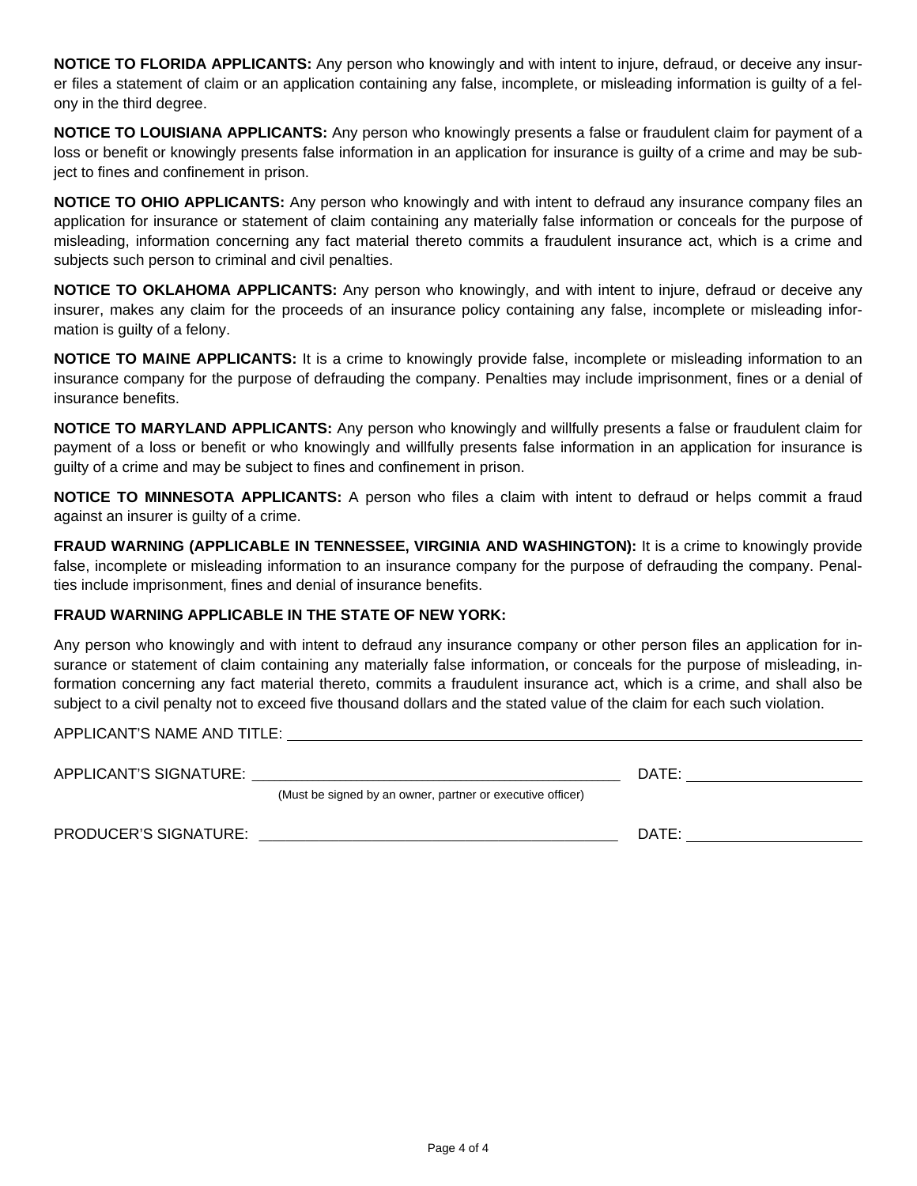**NOTICE TO FLORIDA APPLICANTS:** Any person who knowingly and with intent to injure, defraud, or deceive any insurer files a statement of claim or an application containing any false, incomplete, or misleading information is guilty of a felony in the third degree.

**NOTICE TO LOUISIANA APPLICANTS:** Any person who knowingly presents a false or fraudulent claim for payment of a loss or benefit or knowingly presents false information in an application for insurance is guilty of a crime and may be subject to fines and confinement in prison.

**NOTICE TO OHIO APPLICANTS:** Any person who knowingly and with intent to defraud any insurance company files an application for insurance or statement of claim containing any materially false information or conceals for the purpose of misleading, information concerning any fact material thereto commits a fraudulent insurance act, which is a crime and subjects such person to criminal and civil penalties.

**NOTICE TO OKLAHOMA APPLICANTS:** Any person who knowingly, and with intent to injure, defraud or deceive any insurer, makes any claim for the proceeds of an insurance policy containing any false, incomplete or misleading information is guilty of a felony.

**NOTICE TO MAINE APPLICANTS:** It is a crime to knowingly provide false, incomplete or misleading information to an insurance company for the purpose of defrauding the company. Penalties may include imprisonment, fines or a denial of insurance benefits.

**NOTICE TO MARYLAND APPLICANTS:** Any person who knowingly and willfully presents a false or fraudulent claim for payment of a loss or benefit or who knowingly and willfully presents false information in an application for insurance is guilty of a crime and may be subject to fines and confinement in prison.

**NOTICE TO MINNESOTA APPLICANTS:** A person who files a claim with intent to defraud or helps commit a fraud against an insurer is guilty of a crime.

**FRAUD WARNING (APPLICABLE IN TENNESSEE, VIRGINIA AND WASHINGTON):** It is a crime to knowingly provide false, incomplete or misleading information to an insurance company for the purpose of defrauding the company. Penalties include imprisonment, fines and denial of insurance benefits.

**FRAUD WARNING APPLICABLE IN THE STATE OF NEW YORK:**

Any person who knowingly and with intent to defraud any insurance company or other person files an application for insurance or statement of claim containing any materially false information, or conceals for the purpose of misleading, information concerning any fact material thereto, commits a fraudulent insurance act, which is a crime, and shall also be subject to a civil penalty not to exceed five thousand dollars and the stated value of the claim for each such violation.

APPLICANT'S NAME AND TITLE: ______________________________

APPLICANT'S SIGNATURE: ______________________________ DATE: ______________
(Must be signed by an owner, partner or executive officer)

PRODUCER'S SIGNATURE: ______________________________ DATE: ______________